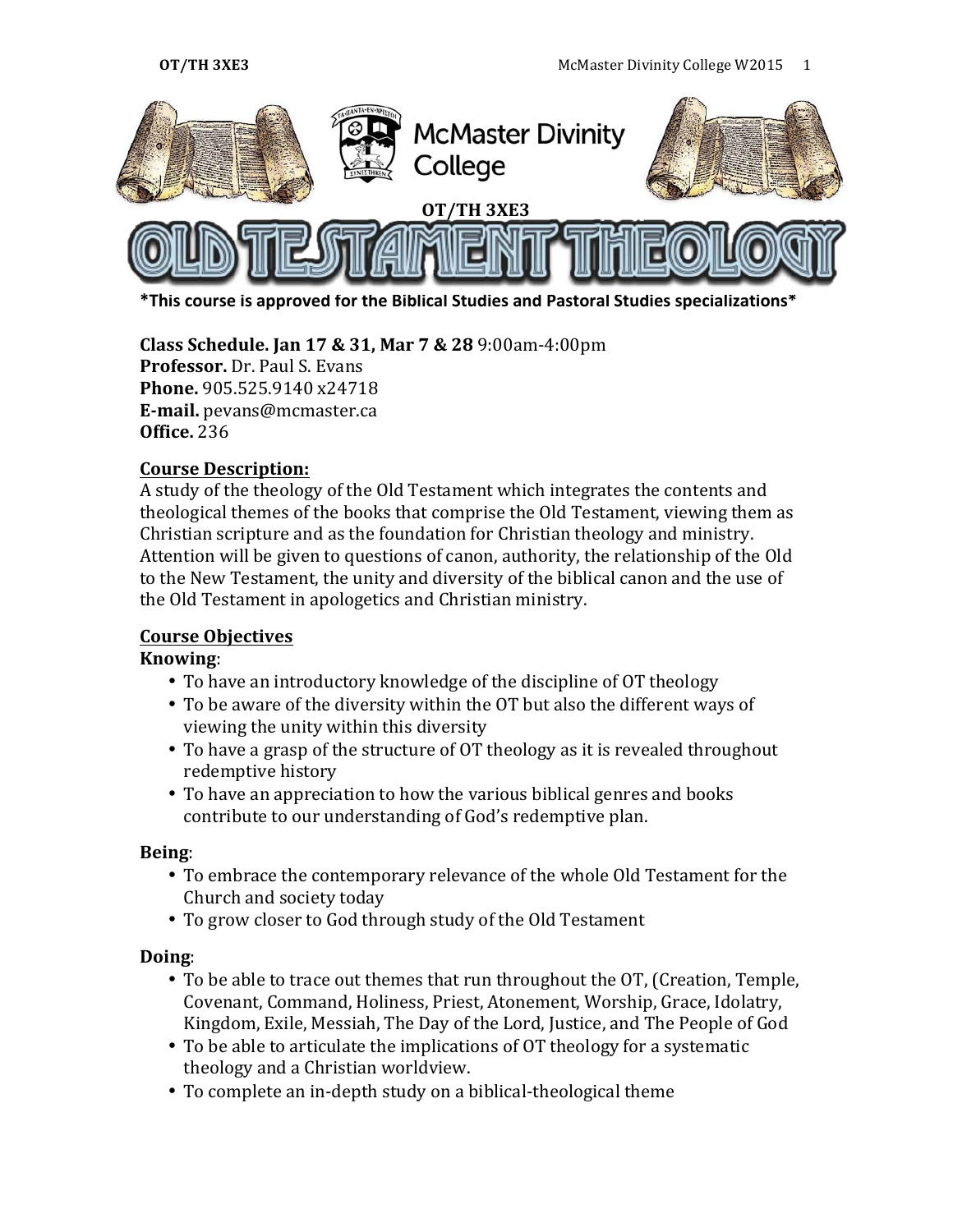McMaster Divinity College

OT/TH 3XE3

# OLD TESTAMENT THEOLOGY

**\*This course is approved for the Biblical Studies and Pastoral Studies specializations\***

**Class Schedule. Jan 17 & 31, Mar 7 & 28** 9:00am-4:00pm
**Professor.** Dr. Paul S. Evans
**Phone.** 905.525.9140 x24718
**E-mail.** pevans@mcmaster.ca
**Office.** 236

## Course Description:

A study of the theology of the Old Testament which integrates the contents and theological themes of the books that comprise the Old Testament, viewing them as Christian scripture and as the foundation for Christian theology and ministry. Attention will be given to questions of canon, authority, the relationship of the Old to the New Testament, the unity and diversity of the biblical canon and the use of the Old Testament in apologetics and Christian ministry.

## Course Objectives

**Knowing**:

- To have an introductory knowledge of the discipline of OT theology
- To be aware of the diversity within the OT but also the different ways of viewing the unity within this diversity
- To have a grasp of the structure of OT theology as it is revealed throughout redemptive history
- To have an appreciation to how the various biblical genres and books contribute to our understanding of God's redemptive plan.

**Being**:

- To embrace the contemporary relevance of the whole Old Testament for the Church and society today
- To grow closer to God through study of the Old Testament

**Doing**:

- To be able to trace out themes that run throughout the OT, (Creation, Temple, Covenant, Command, Holiness, Priest, Atonement, Worship, Grace, Idolatry, Kingdom, Exile, Messiah, The Day of the Lord, Justice, and The People of God
- To be able to articulate the implications of OT theology for a systematic theology and a Christian worldview.
- To complete an in-depth study on a biblical-theological theme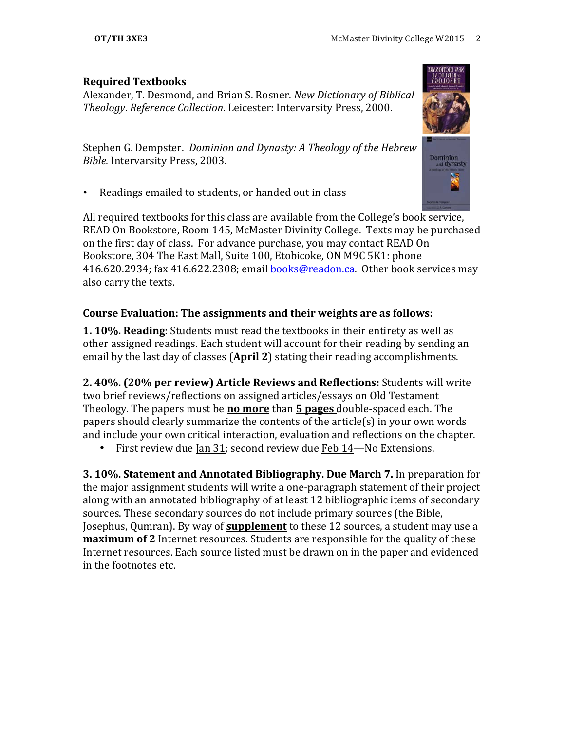**<u>Required Textbooks</u>**

Alexander, T. Desmond, and Brian S. Rosner. *New Dictionary of Biblical Theology*. *Reference Collection*. Leicester: Intervarsity Press, 2000.

Stephen G. Dempster. *Dominion and Dynasty: A Theology of the Hebrew Bible.* Intervarsity Press, 2003.

- Readings emailed to students, or handed out in class

All required textbooks for this class are available from the College's book service, READ On Bookstore, Room 145, McMaster Divinity College. Texts may be purchased on the first day of class. For advance purchase, you may contact READ On Bookstore, 304 The East Mall, Suite 100, Etobicoke, ON M9C 5K1: phone 416.620.2934; fax 416.622.2308; email books@readon.ca. Other book services may also carry the texts.

**Course Evaluation: The assignments and their weights are as follows:**

**1. 10%. Reading**: Students must read the textbooks in their entirety as well as other assigned readings. Each student will account for their reading by sending an email by the last day of classes (**April 2**) stating their reading accomplishments.

**2. 40%. (20% per review) Article Reviews and Reflections:** Students will write two brief reviews/reflections on assigned articles/essays on Old Testament Theology. The papers must be **<u>no more</u>** than **<u>5 pages</u>** double-spaced each. The papers should clearly summarize the contents of the article(s) in your own words and include your own critical interaction, evaluation and reflections on the chapter.

- First review due <u>Jan 31</u>; second review due <u>Feb 14</u>—No Extensions.

**3. 10%. Statement and Annotated Bibliography. Due March 7.** In preparation for the major assignment students will write a one-paragraph statement of their project along with an annotated bibliography of at least 12 bibliographic items of secondary sources. These secondary sources do not include primary sources (the Bible, Josephus, Qumran). By way of **<u>supplement</u>** to these 12 sources, a student may use a **<u>maximum of 2</u>** Internet resources. Students are responsible for the quality of these Internet resources. Each source listed must be drawn on in the paper and evidenced in the footnotes etc.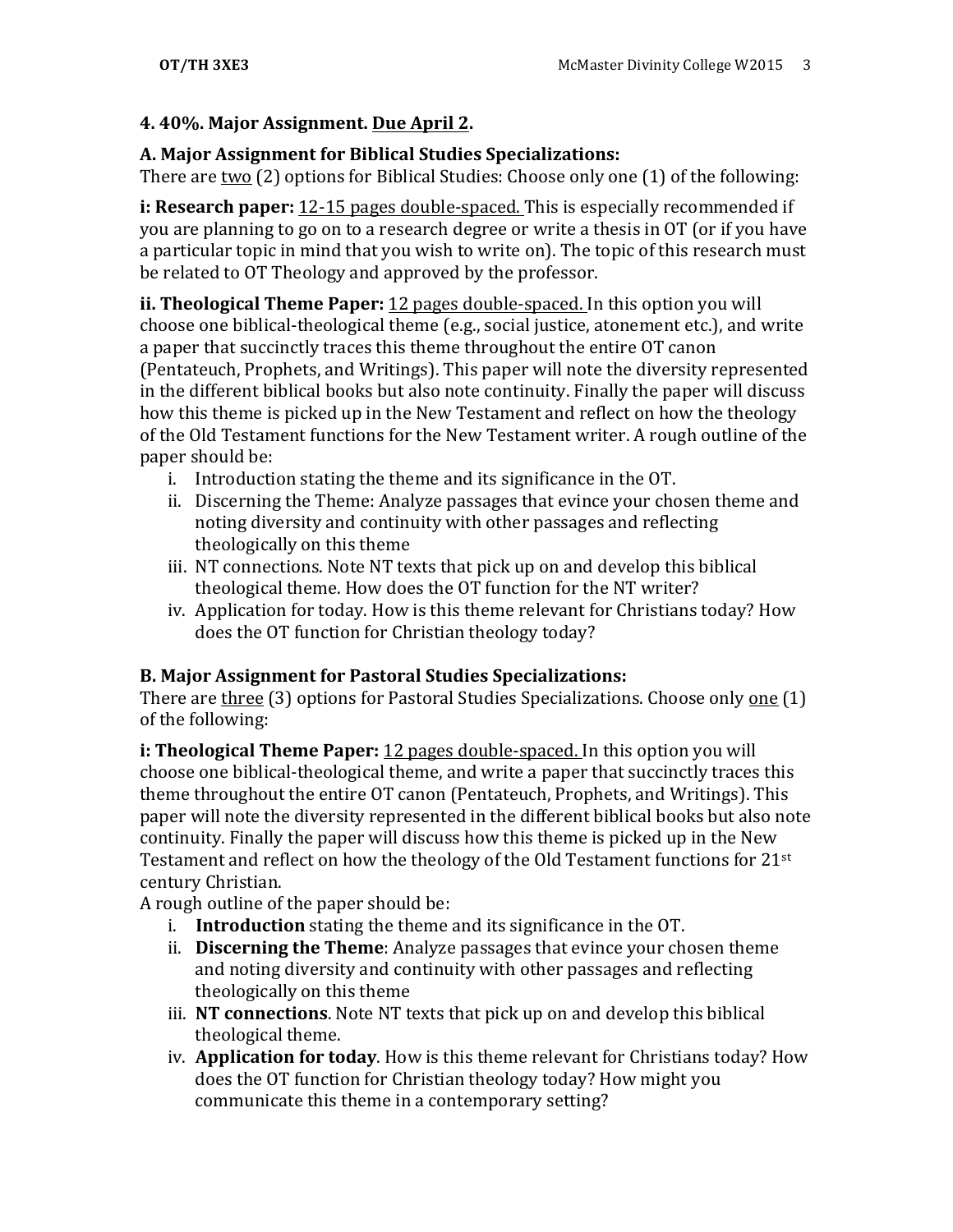**4. 40%. Major Assignment. <u>Due April 2</u>.**

**A. Major Assignment for Biblical Studies Specializations:**
There are <u>two</u> (2) options for Biblical Studies: Choose only one (1) of the following:

**i: Research paper:** <u>12-15 pages double-spaced.</u> This is especially recommended if you are planning to go on to a research degree or write a thesis in OT (or if you have a particular topic in mind that you wish to write on). The topic of this research must be related to OT Theology and approved by the professor.

**ii. Theological Theme Paper:** <u>12 pages double-spaced.</u> In this option you will choose one biblical-theological theme (e.g., social justice, atonement etc.), and write a paper that succinctly traces this theme throughout the entire OT canon (Pentateuch, Prophets, and Writings). This paper will note the diversity represented in the different biblical books but also note continuity. Finally the paper will discuss how this theme is picked up in the New Testament and reflect on how the theology of the Old Testament functions for the New Testament writer. A rough outline of the paper should be:

i. Introduction stating the theme and its significance in the OT.
ii. Discerning the Theme: Analyze passages that evince your chosen theme and noting diversity and continuity with other passages and reflecting theologically on this theme
iii. NT connections. Note NT texts that pick up on and develop this biblical theological theme. How does the OT function for the NT writer?
iv. Application for today. How is this theme relevant for Christians today? How does the OT function for Christian theology today?

**B. Major Assignment for Pastoral Studies Specializations:**
There are <u>three</u> (3) options for Pastoral Studies Specializations. Choose only <u>one</u> (1) of the following:

**i: Theological Theme Paper:** <u>12 pages double-spaced.</u> In this option you will choose one biblical-theological theme, and write a paper that succinctly traces this theme throughout the entire OT canon (Pentateuch, Prophets, and Writings). This paper will note the diversity represented in the different biblical books but also note continuity. Finally the paper will discuss how this theme is picked up in the New Testament and reflect on how the theology of the Old Testament functions for 21st century Christian.
A rough outline of the paper should be:

i. **Introduction** stating the theme and its significance in the OT.
ii. **Discerning the Theme**: Analyze passages that evince your chosen theme and noting diversity and continuity with other passages and reflecting theologically on this theme
iii. **NT connections**. Note NT texts that pick up on and develop this biblical theological theme.
iv. **Application for today**. How is this theme relevant for Christians today? How does the OT function for Christian theology today? How might you communicate this theme in a contemporary setting?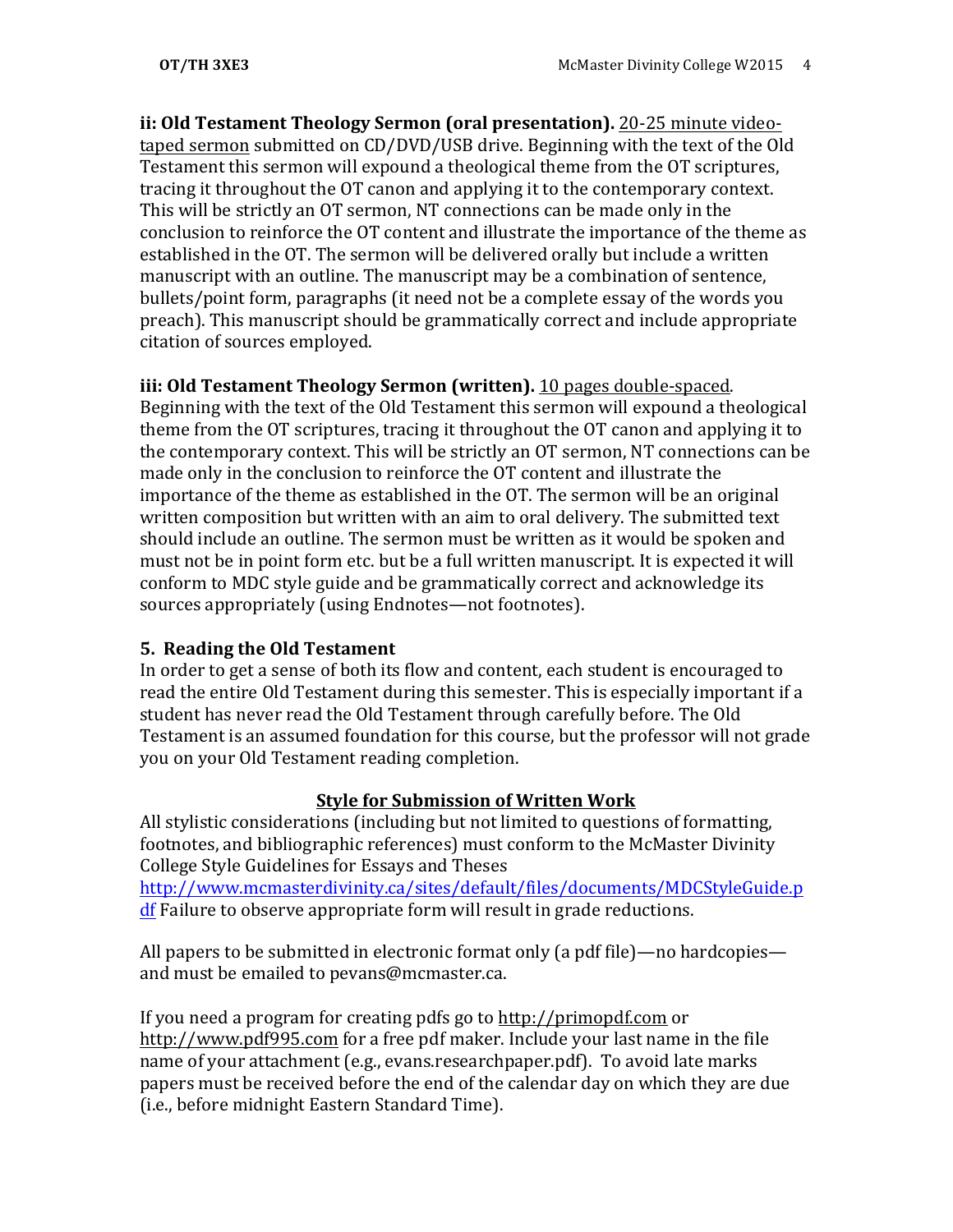**ii: Old Testament Theology Sermon (oral presentation).** 20-25 minute video-taped sermon submitted on CD/DVD/USB drive. Beginning with the text of the Old Testament this sermon will expound a theological theme from the OT scriptures, tracing it throughout the OT canon and applying it to the contemporary context. This will be strictly an OT sermon, NT connections can be made only in the conclusion to reinforce the OT content and illustrate the importance of the theme as established in the OT. The sermon will be delivered orally but include a written manuscript with an outline. The manuscript may be a combination of sentence, bullets/point form, paragraphs (it need not be a complete essay of the words you preach). This manuscript should be grammatically correct and include appropriate citation of sources employed.

**iii: Old Testament Theology Sermon (written).** 10 pages double-spaced. Beginning with the text of the Old Testament this sermon will expound a theological theme from the OT scriptures, tracing it throughout the OT canon and applying it to the contemporary context. This will be strictly an OT sermon, NT connections can be made only in the conclusion to reinforce the OT content and illustrate the importance of the theme as established in the OT. The sermon will be an original written composition but written with an aim to oral delivery. The submitted text should include an outline. The sermon must be written as it would be spoken and must not be in point form etc. but be a full written manuscript. It is expected it will conform to MDC style guide and be grammatically correct and acknowledge its sources appropriately (using Endnotes—not footnotes).

### 5. Reading the Old Testament

In order to get a sense of both its flow and content, each student is encouraged to read the entire Old Testament during this semester. This is especially important if a student has never read the Old Testament through carefully before. The Old Testament is an assumed foundation for this course, but the professor will not grade you on your Old Testament reading completion.

## Style for Submission of Written Work

All stylistic considerations (including but not limited to questions of formatting, footnotes, and bibliographic references) must conform to the McMaster Divinity College Style Guidelines for Essays and Theses http://www.mcmasterdivinity.ca/sites/default/files/documents/MDCStyleGuide.pdf Failure to observe appropriate form will result in grade reductions.

All papers to be submitted in electronic format only (a pdf file)—no hardcopies—and must be emailed to pevans@mcmaster.ca.

If you need a program for creating pdfs go to http://primopdf.com or http://www.pdf995.com for a free pdf maker. Include your last name in the file name of your attachment (e.g., evans.researchpaper.pdf). To avoid late marks papers must be received before the end of the calendar day on which they are due (i.e., before midnight Eastern Standard Time).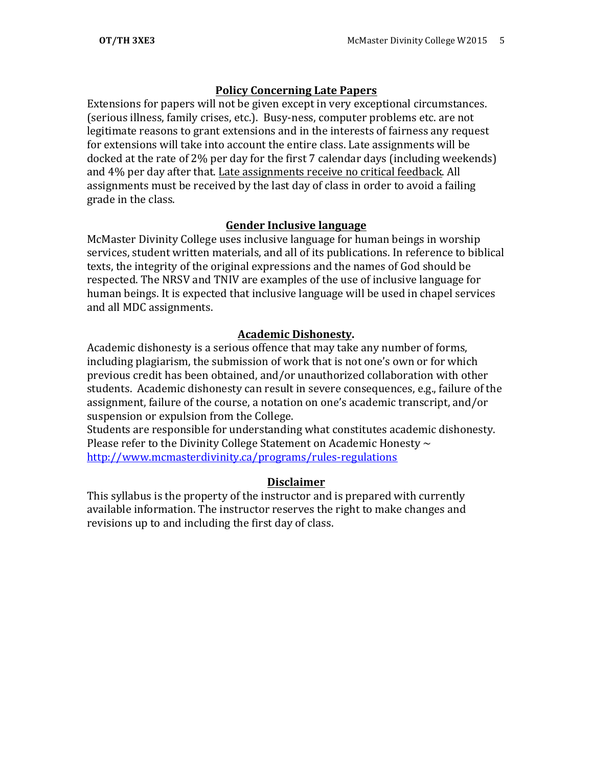## Policy Concerning Late Papers

Extensions for papers will not be given except in very exceptional circumstances. (serious illness, family crises, etc.). Busy-ness, computer problems etc. are not legitimate reasons to grant extensions and in the interests of fairness any request for extensions will take into account the entire class. Late assignments will be docked at the rate of 2% per day for the first 7 calendar days (including weekends) and 4% per day after that. Late assignments receive no critical feedback. All assignments must be received by the last day of class in order to avoid a failing grade in the class.

## Gender Inclusive language

McMaster Divinity College uses inclusive language for human beings in worship services, student written materials, and all of its publications. In reference to biblical texts, the integrity of the original expressions and the names of God should be respected. The NRSV and TNIV are examples of the use of inclusive language for human beings. It is expected that inclusive language will be used in chapel services and all MDC assignments.

## Academic Dishonesty.

Academic dishonesty is a serious offence that may take any number of forms, including plagiarism, the submission of work that is not one's own or for which previous credit has been obtained, and/or unauthorized collaboration with other students. Academic dishonesty can result in severe consequences, e.g., failure of the assignment, failure of the course, a notation on one's academic transcript, and/or suspension or expulsion from the College.

Students are responsible for understanding what constitutes academic dishonesty. Please refer to the Divinity College Statement on Academic Honesty ~ http://www.mcmasterdivinity.ca/programs/rules-regulations

## Disclaimer

This syllabus is the property of the instructor and is prepared with currently available information. The instructor reserves the right to make changes and revisions up to and including the first day of class.